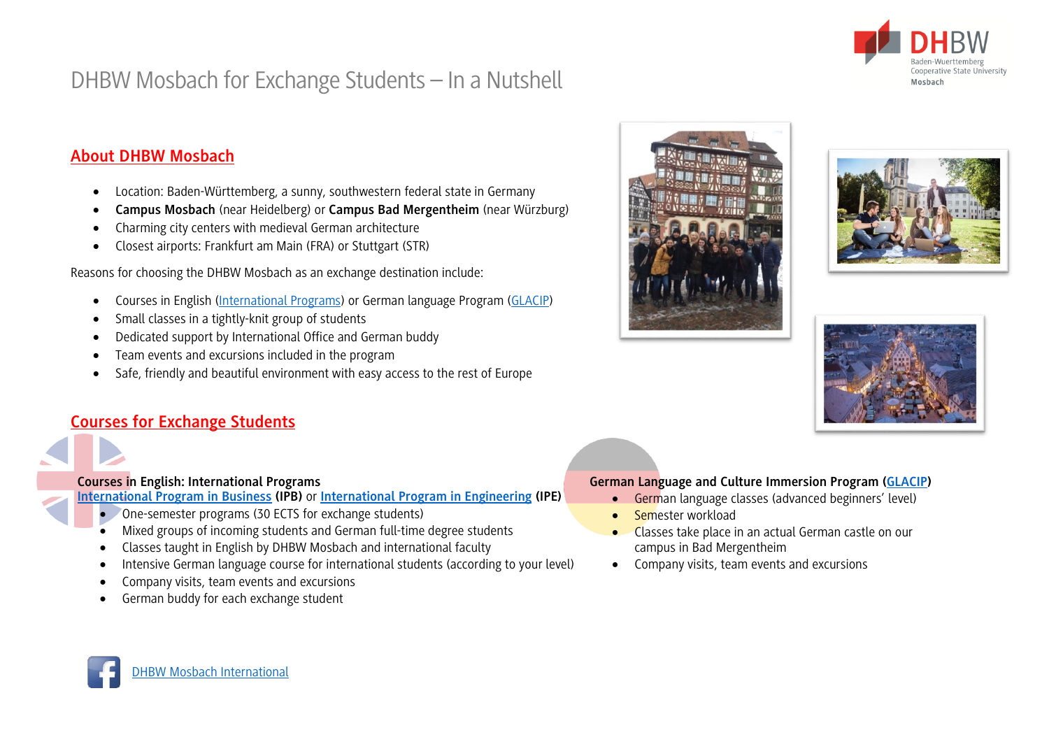#### DHBW Mosbach for Exchange Students – In a Nutshell

## About DHBW Mosbach

- Location: Baden-Württemberg, a sunny, southwestern federal state in Germany
- **Campus Mosbach** (near Heidelberg) or **Campus Bad Mergentheim** (near Würzburg)
- Charming city centers with medieval German architecture
- Closest airports: Frankfurt am Main (FRA) or Stuttgart (STR)

Reasons for choosing the DHBW Mosbach as an exchange destination include:

- Courses in English (International Programs) or German language Program (GLACIP)
- Small classes in a tightly-knit group of students
- Dedicated support by International Office and German buddy
- Team events and excursions included in the program
- Safe, friendly and beautiful environment with easy access to the rest of Europe

## Courses for Exchange Students

**Courses in English: International Programs**
**International Program in Business (IPB)** or **International Program in Engineering (IPE)**

- One-semester programs (30 ECTS for exchange students)
- Mixed groups of incoming students and German full-time degree students
- Classes taught in English by DHBW Mosbach and international faculty
- Intensive German language course for international students (according to your level)
- Company visits, team events and excursions
- German buddy for each exchange student

**German Language and Culture Immersion Program (GLACIP)**

- German language classes (advanced beginners' level)
- Semester workload
- Classes take place in an actual German castle on our campus in Bad Mergentheim
- Company visits, team events and excursions

DHBW Mosbach International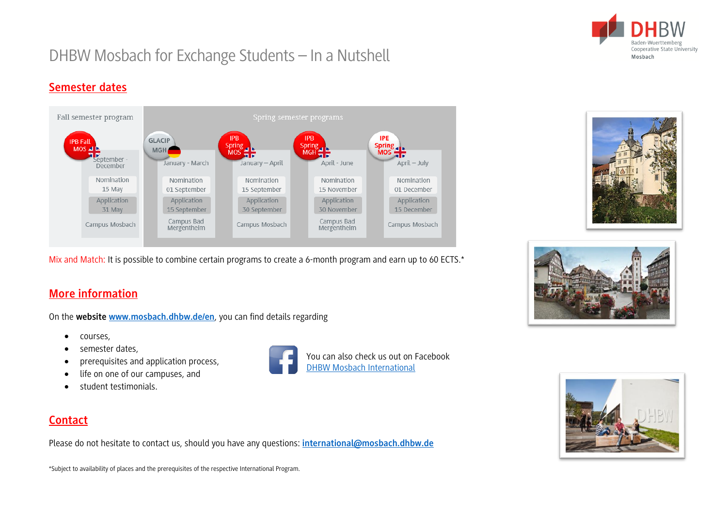# DHBW Mosbach for Exchange Students – In a Nutshell

## Semester dates

| Fall semester program | Spring semester programs | | | |
|---|---|---|---|---|
| IPB Fall MOS | GLACIP MGH | IPB Spring MOS | IPB Spring MGH | IPE Spring MOS |
| September - December | January - March | January – April | April - June | April – July |
| Nomination 15 May | Nomination 01 September | Nomination 15 September | Nomination 15 November | Nomination 01 December |
| Application 31 May | Application 15 September | Application 30 September | Application 30 November | Application 15 December |
| Campus Mosbach | Campus Bad Mergentheim | Campus Mosbach | Campus Bad Mergentheim | Campus Mosbach |

Mix and Match: It is possible to combine certain programs to create a 6-month program and earn up to 60 ECTS.*

## More information

On the **website** [www.mosbach.dhbw.de/en](http://www.mosbach.dhbw.de/en), you can find details regarding

- courses,
- semester dates,
- prerequisites and application process,
- life on one of our campuses, and
- student testimonials.

You can also check us out on Facebook
DHBW Mosbach International

## Contact

Please do not hesitate to contact us, should you have any questions: **international@mosbach.dhbw.de**

*Subject to availability of places and the prerequisites of the respective International Program.